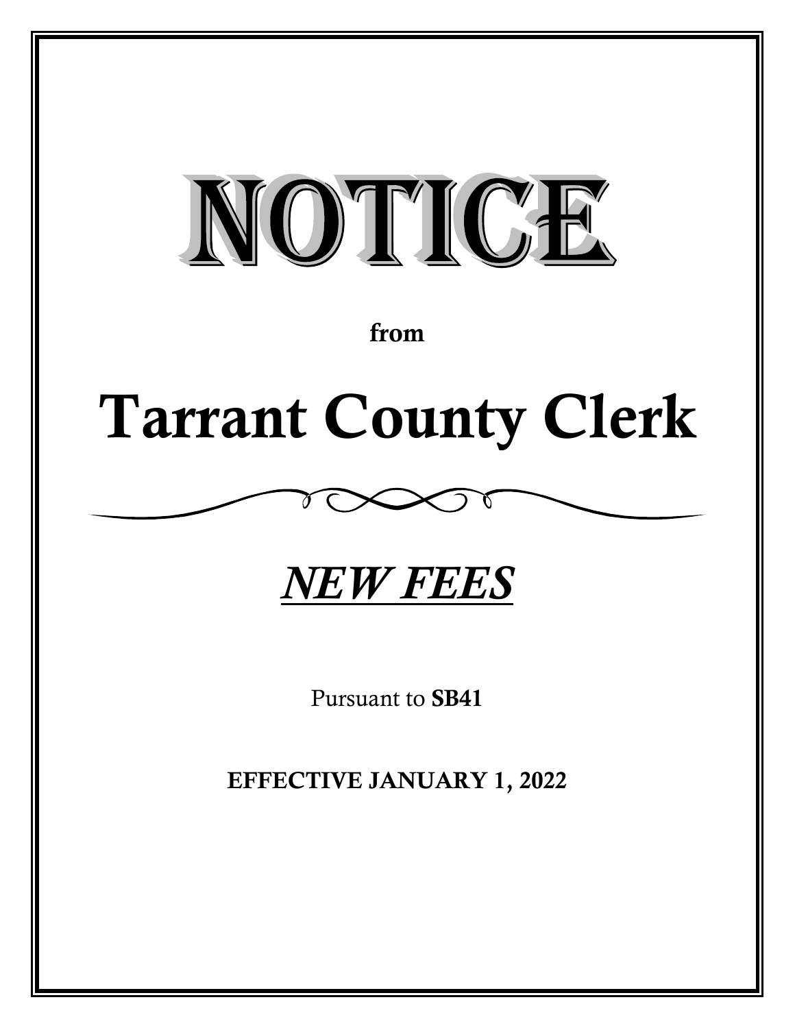# NOTICE

**from**

# Tarrant County Clerk

## *NEW FEES*

Pursuant to **SB41**

**EFFECTIVE JANUARY 1, 2022**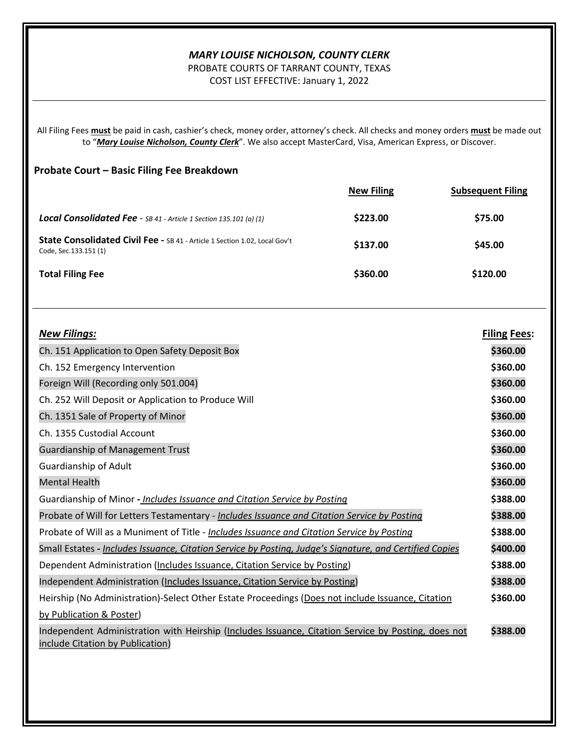***MARY LOUISE NICHOLSON, COUNTY CLERK***

PROBATE COURTS OF TARRANT COUNTY, TEXAS

COST LIST EFFECTIVE: January 1, 2022

All Filing Fees **must** be paid in cash, cashier's check, money order, attorney's check. All checks and money orders **must** be made out to "***Mary Louise Nicholson, County Clerk***". We also accept MasterCard, Visa, American Express, or Discover.

## Probate Court – Basic Filing Fee Breakdown

| | New Filing | Subsequent Filing |
|---|---|---|
| ***Local Consolidated Fee*** - *SB 41 - Article 1 Section 135.101 (a) (1)* | **\$223.00** | **\$75.00** |
| **State Consolidated Civil Fee -** SB 41 - Article 1 Section 1.02, Local Gov't Code, Sec.133.151 (1) | **\$137.00** | **\$45.00** |
| **Total Filing Fee** | **\$360.00** | **\$120.00** |

| ***New Filings:*** | **Filing Fees:** |
|---|---|
| Ch. 151 Application to Open Safety Deposit Box | **\$360.00** |
| Ch. 152 Emergency Intervention | **\$360.00** |
| Foreign Will (Recording only 501.004) | **\$360.00** |
| Ch. 252 Will Deposit or Application to Produce Will | **\$360.00** |
| Ch. 1351 Sale of Property of Minor | **\$360.00** |
| Ch. 1355 Custodial Account | **\$360.00** |
| Guardianship of Management Trust | **\$360.00** |
| Guardianship of Adult | **\$360.00** |
| Mental Health | **\$360.00** |
| Guardianship of Minor **-** *Includes Issuance and Citation Service by Posting* | **\$388.00** |
| Probate of Will for Letters Testamentary - *Includes Issuance and Citation Service by Posting* | **\$388.00** |
| Probate of Will as a Muniment of Title - *Includes Issuance and Citation Service by Posting* | **\$388.00** |
| Small Estates **-** *Includes Issuance, Citation Service by Posting, Judge's Signature, and Certified Copies* | **\$400.00** |
| Dependent Administration (Includes Issuance, Citation Service by Posting) | **\$388.00** |
| Independent Administration (Includes Issuance, Citation Service by Posting) | **\$388.00** |
| Heirship (No Administration)-Select Other Estate Proceedings (Does not include Issuance, Citation by Publication & Poster) | **\$360.00** |
| Independent Administration with Heirship (Includes Issuance, Citation Service by Posting, does not include Citation by Publication) | **\$388.00** |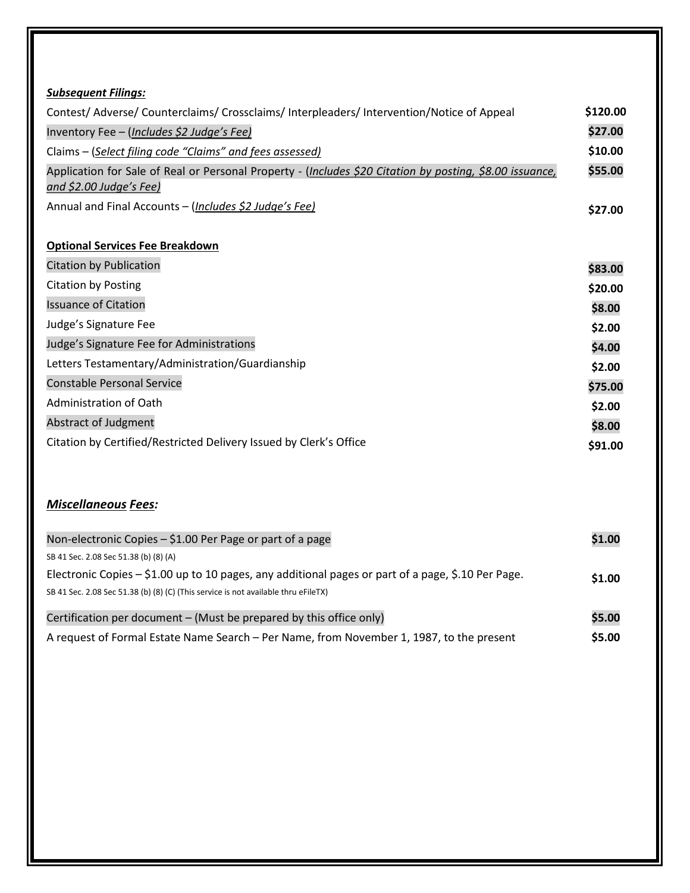***Subsequent Filings:***

| | |
|---|---|
| Contest/ Adverse/ Counterclaims/ Crossclaims/ Interpleaders/ Intervention/Notice of Appeal | **$120.00** |
| Inventory Fee – (***Includes $2 Judge's Fee)*** | **$27.00** |
| Claims – (***Select filing code "Claims" and fees assessed)*** | **$10.00** |
| Application for Sale of Real or Personal Property - (***Includes $20 Citation by posting, $8.00 issuance, and $2.00 Judge's Fee)*** | **$55.00** |
| Annual and Final Accounts – (***Includes $2 Judge's Fee)*** | **$27.00** |

**Optional Services Fee Breakdown**

| | |
|---|---|
| Citation by Publication | **$83.00** |
| Citation by Posting | **$20.00** |
| Issuance of Citation | **$8.00** |
| Judge's Signature Fee | **$2.00** |
| Judge's Signature Fee for Administrations | **$4.00** |
| Letters Testamentary/Administration/Guardianship | **$2.00** |
| Constable Personal Service | **$75.00** |
| Administration of Oath | **$2.00** |
| Abstract of Judgment | **$8.00** |
| Citation by Certified/Restricted Delivery Issued by Clerk's Office | **$91.00** |

***Miscellaneous Fees:***

| | |
|---|---|
| Non-electronic Copies – $1.00 Per Page or part of a page<br>SB 41 Sec. 2.08 Sec 51.38 (b) (8) (A) | **$1.00** |
| Electronic Copies – $1.00 up to 10 pages, any additional pages or part of a page, $.10 Per Page.<br>SB 41 Sec. 2.08 Sec 51.38 (b) (8) (C) (This service is not available thru eFileTX) | **$1.00** |
| Certification per document – (Must be prepared by this office only) | **$5.00** |
| A request of Formal Estate Name Search – Per Name, from November 1, 1987, to the present | **$5.00** |